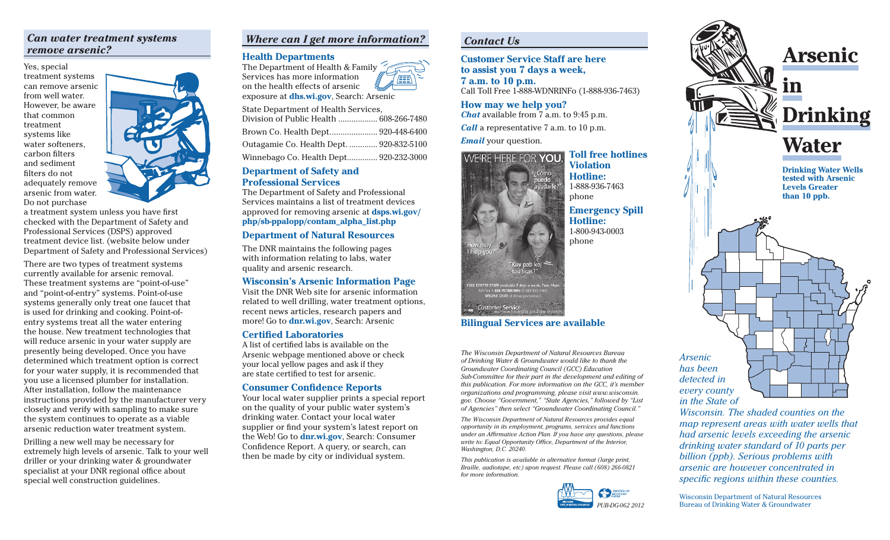## Can water treatment systems remove arsenic?

Yes, special treatment systems can remove arsenic from well water. However, be aware that common treatment systems like water softeners, carbon filters and sediment filters do not adequately remove arsenic from water. Do not purchase a treatment system unless you have first checked with the Department of Safety and Professional Services (DSPS) approved treatment device list. (website below under Department of Safety and Professional Services)

There are two types of treatment systems currently available for arsenic removal. These treatment systems are "point-of-use" and "point-of-entry" systems. Point-of-use systems generally only treat one faucet that is used for drinking and cooking. Point-of-entry systems treat all the water entering the house. New treatment technologies that will reduce arsenic in your water supply are presently being developed. Once you have determined which treatment option is correct for your water supply, it is recommended that you use a licensed plumber for installation. After installation, follow the maintenance instructions provided by the manufacturer very closely and verify with sampling to make sure the system continues to operate as a viable arsenic reduction water treatment system.

Drilling a new well may be necessary for extremely high levels of arsenic. Talk to your well driller or your drinking water & groundwater specialist at your DNR regional office about special well construction guidelines.

## Where can I get more information?

### Health Departments

The Department of Health & Family Services has more information on the health effects of arsenic exposure at **dhs.wi.gov**, Search: Arsenic

State Department of Health Services, Division of Public Health .................. 608-266-7480

Brown Co. Health Dept...................... 920-448-6400

Outagamie Co. Health Dept. ............. 920-832-5100

Winnebago Co. Health Dept.............. 920-232-3000

### Department of Safety and Professional Services

The Department of Safety and Professional Services maintains a list of treatment devices approved for removing arsenic at **dsps.wi.gov/php/sb-ppalopp/contam_alpha_list.php**

### Department of Natural Resources

The DNR maintains the following pages with information relating to labs, water quality and arsenic research.

### Wisconsin's Arsenic Information Page

Visit the DNR Web site for arsenic information related to well drilling, water treatment options, recent news articles, research papers and more! Go to **dnr.wi.gov**, Search: Arsenic

### Certified Laboratories

A list of certified labs is available on the Arsenic webpage mentioned above or check your local yellow pages and ask if they are state certified to test for arsenic.

### Consumer Confidence Reports

Your local water supplier prints a special report on the quality of your public water system's drinking water. Contact your local water supplier or find your system's latest report on the Web! Go to **dnr.wi.gov**, Search: Consumer Confidence Report. A query, or search, can then be made by city or individual system.

## Contact Us

**Customer Service Staff are here to assist you 7 days a week, 7 a.m. to 10 p.m.**
Call Toll Free 1-888-WDNRINFo (1-888-936-7463)

**How may we help you?**

***Chat*** available from 7 a.m. to 9:45 p.m.

***Call*** a representative 7 a.m. to 10 p.m.

***Email*** your question.

**Toll free hotlines**

**Violation Hotline:**
1-888-936-7463 phone

**Emergency Spill Hotline:**
1-800-943-0003 phone

**Bilingual Services are available**

*The Wisconsin Department of Natural Resources Bureau of Drinking Water & Groundwater would like to thank the Groundwater Coordinating Council (GCC) Education Sub-Committee for their part in the development and editing of this publication. For more information on the GCC, it's member organizations and programming, please visit www.wisconsin.gov. Choose "Government," "State Agencies," followed by "List of Agencies" then select "Groundwater Coordinating Council."*

*The Wisconsin Department of Natural Resources provides equal opportunity in its employment, programs, services and functions under an Affirmative Action Plan. If you have any questions, please write to: Equal Opportunity Office, Department of the Interior, Washington, D.C. 20240.*

*This publication is available in alternative format (large print, Braille, audiotape, etc) upon request. Please call (608) 266-0821 for more information.*

PUB-DG-062 2012

# Arsenic in Drinking Water

**Drinking Water Wells tested with Arsenic Levels Greater than 10 ppb.**

*Arsenic has been detected in every county in the State of Wisconsin. The shaded counties on the map represent areas with water wells that had arsenic levels exceeding the arsenic drinking water standard of 10 parts per billion (ppb). Serious problems with arsenic are however concentrated in specific regions within these counties.*

Wisconsin Department of Natural Resources
Bureau of Drinking Water & Groundwater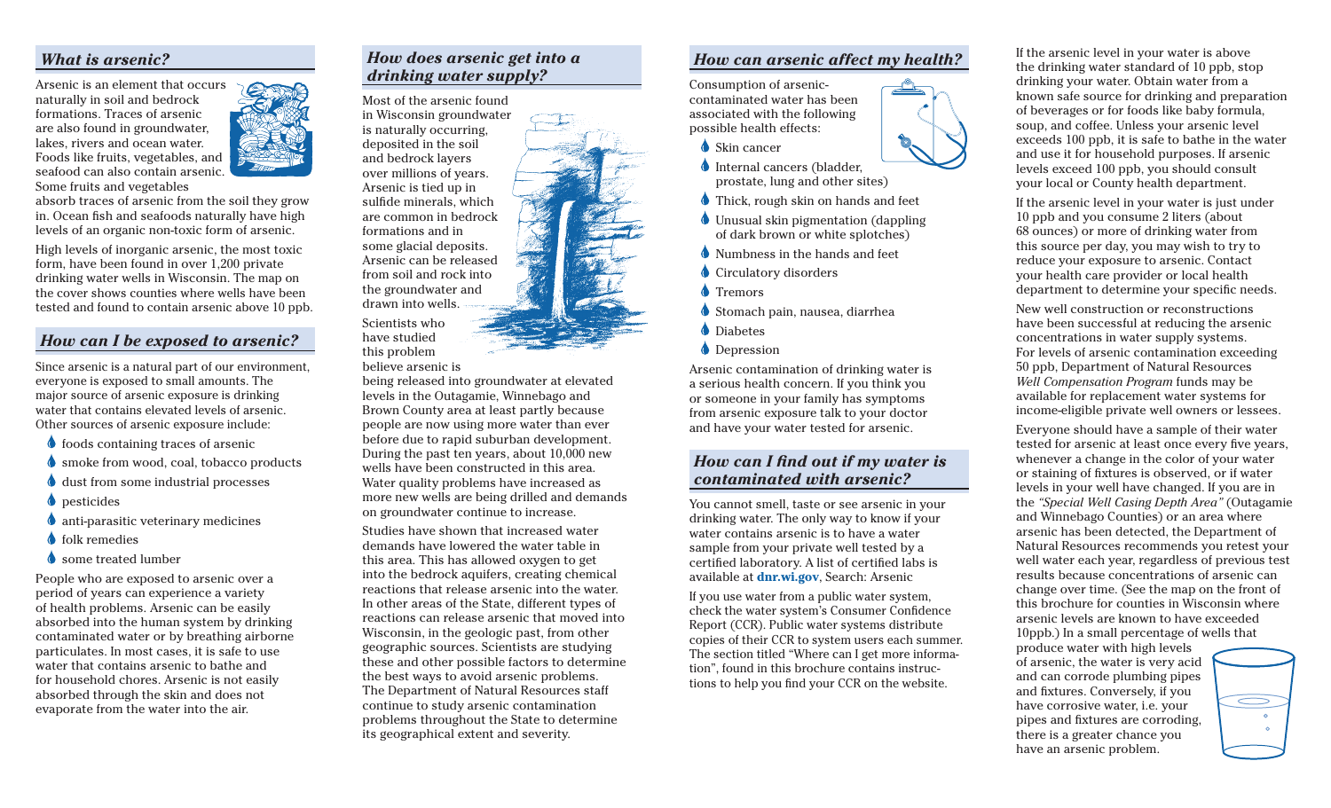## What is arsenic?

Arsenic is an element that occurs naturally in soil and bedrock formations. Traces of arsenic are also found in groundwater, lakes, rivers and ocean water. Foods like fruits, vegetables, and seafood can also contain arsenic. Some fruits and vegetables absorb traces of arsenic from the soil they grow in. Ocean fish and seafoods naturally have high levels of an organic non-toxic form of arsenic.

High levels of inorganic arsenic, the most toxic form, have been found in over 1,200 private drinking water wells in Wisconsin. The map on the cover shows counties where wells have been tested and found to contain arsenic above 10 ppb.

## How can I be exposed to arsenic?

Since arsenic is a natural part of our environment, everyone is exposed to small amounts. The major source of arsenic exposure is drinking water that contains elevated levels of arsenic. Other sources of arsenic exposure include:

- foods containing traces of arsenic
- smoke from wood, coal, tobacco products
- dust from some industrial processes
- pesticides
- anti-parasitic veterinary medicines
- folk remedies
- some treated lumber

People who are exposed to arsenic over a period of years can experience a variety of health problems. Arsenic can be easily absorbed into the human system by drinking contaminated water or by breathing airborne particulates. In most cases, it is safe to use water that contains arsenic to bathe and for household chores. Arsenic is not easily absorbed through the skin and does not evaporate from the water into the air.

## How does arsenic get into a drinking water supply?

Most of the arsenic found in Wisconsin groundwater is naturally occurring, deposited in the soil and bedrock layers over millions of years. Arsenic is tied up in sulfide minerals, which are common in bedrock formations and in some glacial deposits. Arsenic can be released from soil and rock into the groundwater and drawn into wells.

Scientists who have studied this problem believe arsenic is being released into groundwater at elevated levels in the Outagamie, Winnebago and Brown County area at least partly because people are now using more water than ever before due to rapid suburban development. During the past ten years, about 10,000 new wells have been constructed in this area. Water quality problems have increased as more new wells are being drilled and demands on groundwater continue to increase.

Studies have shown that increased water demands have lowered the water table in this area. This has allowed oxygen to get into the bedrock aquifers, creating chemical reactions that release arsenic into the water. In other areas of the State, different types of reactions can release arsenic that moved into Wisconsin, in the geologic past, from other geographic sources. Scientists are studying these and other possible factors to determine the best ways to avoid arsenic problems. The Department of Natural Resources staff continue to study arsenic contamination problems throughout the State to determine its geographical extent and severity.

## How can arsenic affect my health?

Consumption of arsenic-contaminated water has been associated with the following possible health effects:

- Skin cancer
- Internal cancers (bladder, prostate, lung and other sites)
- Thick, rough skin on hands and feet
- Unusual skin pigmentation (dappling of dark brown or white splotches)
- Numbness in the hands and feet
- Circulatory disorders
- Tremors
- Stomach pain, nausea, diarrhea
- Diabetes
- Depression

Arsenic contamination of drinking water is a serious health concern. If you think you or someone in your family has symptoms from arsenic exposure talk to your doctor and have your water tested for arsenic.

## How can I find out if my water is contaminated with arsenic?

You cannot smell, taste or see arsenic in your drinking water. The only way to know if your water contains arsenic is to have a water sample from your private well tested by a certified laboratory. A list of certified labs is available at **dnr.wi.gov**, Search: Arsenic

If you use water from a public water system, check the water system's Consumer Confidence Report (CCR). Public water systems distribute copies of their CCR to system users each summer. The section titled "Where can I get more information", found in this brochure contains instructions to help you find your CCR on the website.

If the arsenic level in your water is above the drinking water standard of 10 ppb, stop drinking your water. Obtain water from a known safe source for drinking and preparation of beverages or for foods like baby formula, soup, and coffee. Unless your arsenic level exceeds 100 ppb, it is safe to bathe in the water and use it for household purposes. If arsenic levels exceed 100 ppb, you should consult your local or County health department.

If the arsenic level in your water is just under 10 ppb and you consume 2 liters (about 68 ounces) or more of drinking water from this source per day, you may wish to try to reduce your exposure to arsenic. Contact your health care provider or local health department to determine your specific needs.

New well construction or reconstructions have been successful at reducing the arsenic concentrations in water supply systems. For levels of arsenic contamination exceeding 50 ppb, Department of Natural Resources *Well Compensation Program* funds may be available for replacement water systems for income-eligible private well owners or lessees.

Everyone should have a sample of their water tested for arsenic at least once every five years, whenever a change in the color of your water or staining of fixtures is observed, or if water levels in your well have changed. If you are in the *"Special Well Casing Depth Area"* (Outagamie and Winnebago Counties) or an area where arsenic has been detected, the Department of Natural Resources recommends you retest your well water each year, regardless of previous test results because concentrations of arsenic can change over time. (See the map on the front of this brochure for counties in Wisconsin where arsenic levels are known to have exceeded 10ppb.) In a small percentage of wells that produce water with high levels of arsenic, the water is very acid and can corrode plumbing pipes and fixtures. Conversely, if you have corrosive water, i.e. your pipes and fixtures are corroding, there is a greater chance you have an arsenic problem.